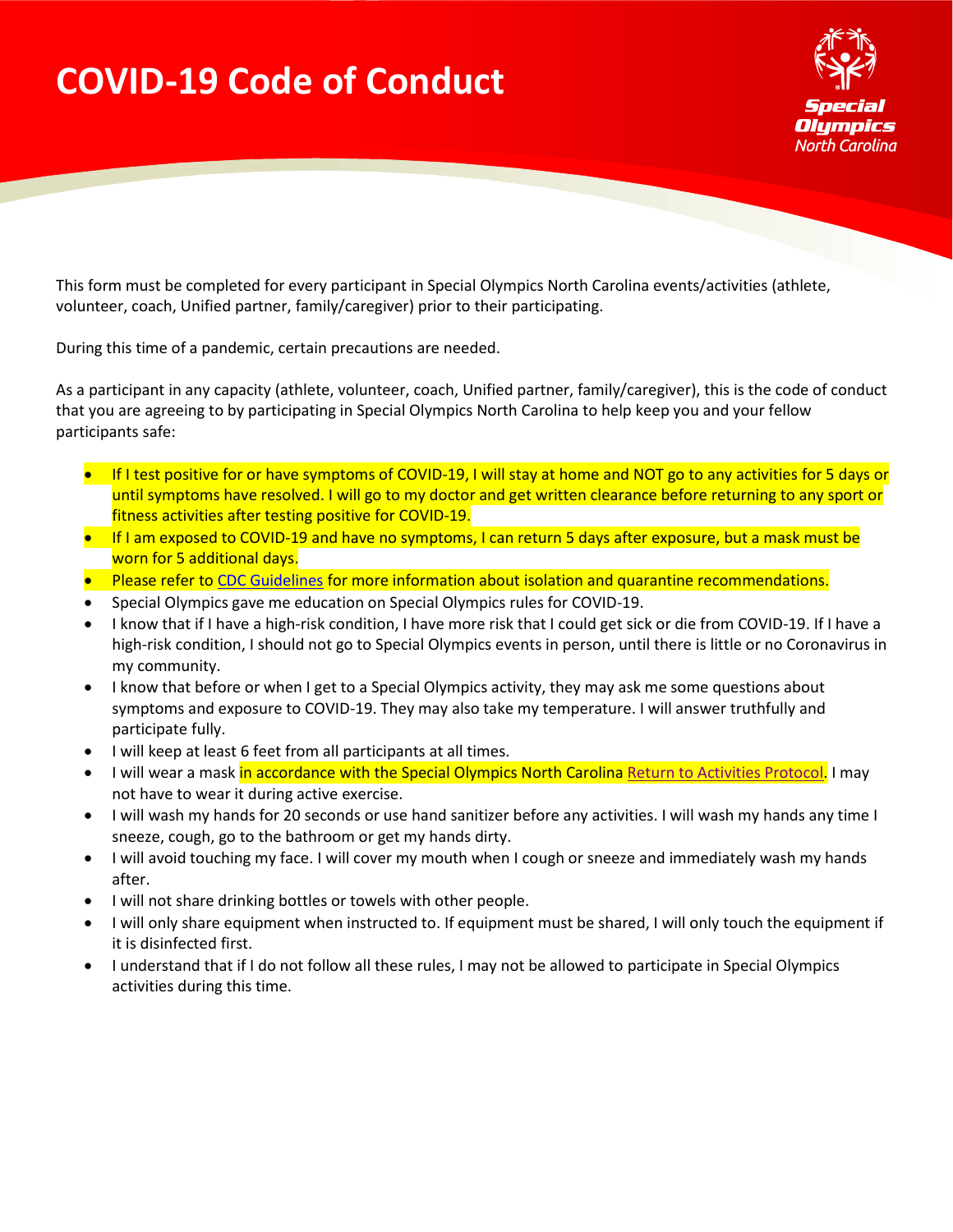# COVID-19 Code of Conduct

This form must be completed for every participant in Special Olympics North Carolina events/activities (athlete, volunteer, coach, Unified partner, family/caregiver) prior to their participating.

During this time of a pandemic, certain precautions are needed.

As a participant in any capacity (athlete, volunteer, coach, Unified partner, family/caregiver), this is the code of conduct that you are agreeing to by participating in Special Olympics North Carolina to help keep you and your fellow participants safe:

- If I test positive for or have symptoms of COVID-19, I will stay at home and NOT go to any activities for 5 days or until symptoms have resolved. I will go to my doctor and get written clearance before returning to any sport or fitness activities after testing positive for COVID-19.
- If I am exposed to COVID-19 and have no symptoms, I can return 5 days after exposure, but a mask must be worn for 5 additional days.
- Please refer to CDC Guidelines for more information about isolation and quarantine recommendations.
- Special Olympics gave me education on Special Olympics rules for COVID-19.
- I know that if I have a high-risk condition, I have more risk that I could get sick or die from COVID-19. If I have a high-risk condition, I should not go to Special Olympics events in person, until there is little or no Coronavirus in my community.
- I know that before or when I get to a Special Olympics activity, they may ask me some questions about symptoms and exposure to COVID-19. They may also take my temperature. I will answer truthfully and participate fully.
- I will keep at least 6 feet from all participants at all times.
- I will wear a mask in accordance with the Special Olympics North Carolina Return to Activities Protocol. I may not have to wear it during active exercise.
- I will wash my hands for 20 seconds or use hand sanitizer before any activities. I will wash my hands any time I sneeze, cough, go to the bathroom or get my hands dirty.
- I will avoid touching my face. I will cover my mouth when I cough or sneeze and immediately wash my hands after.
- I will not share drinking bottles or towels with other people.
- I will only share equipment when instructed to. If equipment must be shared, I will only touch the equipment if it is disinfected first.
- I understand that if I do not follow all these rules, I may not be allowed to participate in Special Olympics activities during this time.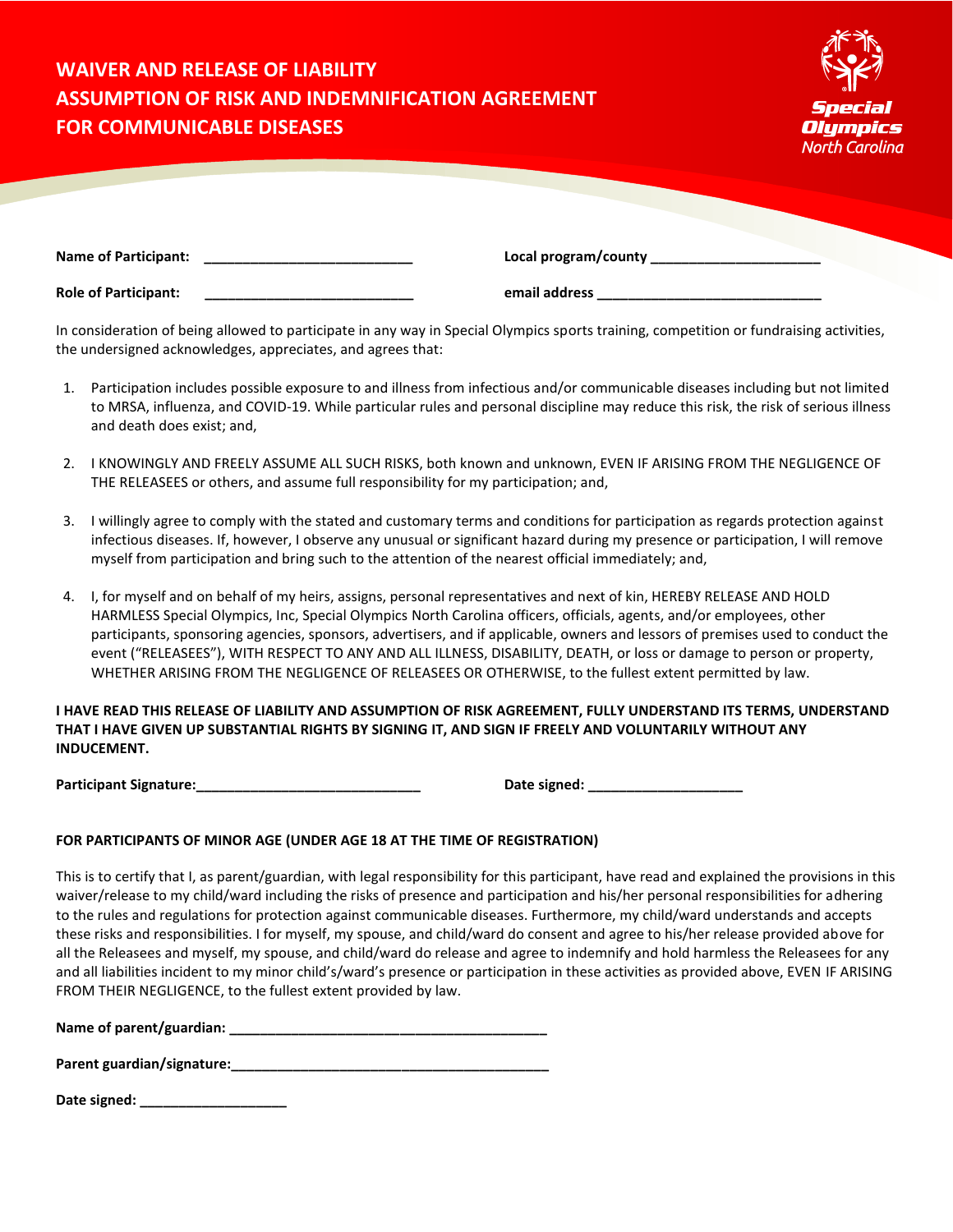# WAIVER AND RELEASE OF LIABILITY ASSUMPTION OF RISK AND INDEMNIFICATION AGREEMENT FOR COMMUNICABLE DISEASES

Special Olympics North Carolina

**Name of Participant:** ___________________________ **Local program/county** ______________________

**Role of Participant:** ___________________________ **email address** _____________________________

In consideration of being allowed to participate in any way in Special Olympics sports training, competition or fundraising activities, the undersigned acknowledges, appreciates, and agrees that:

1. Participation includes possible exposure to and illness from infectious and/or communicable diseases including but not limited to MRSA, influenza, and COVID-19. While particular rules and personal discipline may reduce this risk, the risk of serious illness and death does exist; and,
2. I KNOWINGLY AND FREELY ASSUME ALL SUCH RISKS, both known and unknown, EVEN IF ARISING FROM THE NEGLIGENCE OF THE RELEASEES or others, and assume full responsibility for my participation; and,
3. I willingly agree to comply with the stated and customary terms and conditions for participation as regards protection against infectious diseases. If, however, I observe any unusual or significant hazard during my presence or participation, I will remove myself from participation and bring such to the attention of the nearest official immediately; and,
4. I, for myself and on behalf of my heirs, assigns, personal representatives and next of kin, HEREBY RELEASE AND HOLD HARMLESS Special Olympics, Inc, Special Olympics North Carolina officers, officials, agents, and/or employees, other participants, sponsoring agencies, sponsors, advertisers, and if applicable, owners and lessors of premises used to conduct the event ("RELEASEES"), WITH RESPECT TO ANY AND ALL ILLNESS, DISABILITY, DEATH, or loss or damage to person or property, WHETHER ARISING FROM THE NEGLIGENCE OF RELEASEES OR OTHERWISE, to the fullest extent permitted by law.

**I HAVE READ THIS RELEASE OF LIABILITY AND ASSUMPTION OF RISK AGREEMENT, FULLY UNDERSTAND ITS TERMS, UNDERSTAND THAT I HAVE GIVEN UP SUBSTANTIAL RIGHTS BY SIGNING IT, AND SIGN IF FREELY AND VOLUNTARILY WITHOUT ANY INDUCEMENT.**

**Participant Signature:**_____________________________ **Date signed:** ___________________

**FOR PARTICIPANTS OF MINOR AGE (UNDER AGE 18 AT THE TIME OF REGISTRATION)**

This is to certify that I, as parent/guardian, with legal responsibility for this participant, have read and explained the provisions in this waiver/release to my child/ward including the risks of presence and participation and his/her personal responsibilities for adhering to the rules and regulations for protection against communicable diseases. Furthermore, my child/ward understands and accepts these risks and responsibilities. I for myself, my spouse, and child/ward do consent and agree to his/her release provided above for all the Releasees and myself, my spouse, and child/ward do release and agree to indemnify and hold harmless the Releasees for any and all liabilities incident to my minor child's/ward's presence or participation in these activities as provided above, EVEN IF ARISING FROM THEIR NEGLIGENCE, to the fullest extent provided by law.

**Name of parent/guardian:** ________________________________________

**Parent guardian/signature:**________________________________________

**Date signed:** ___________________